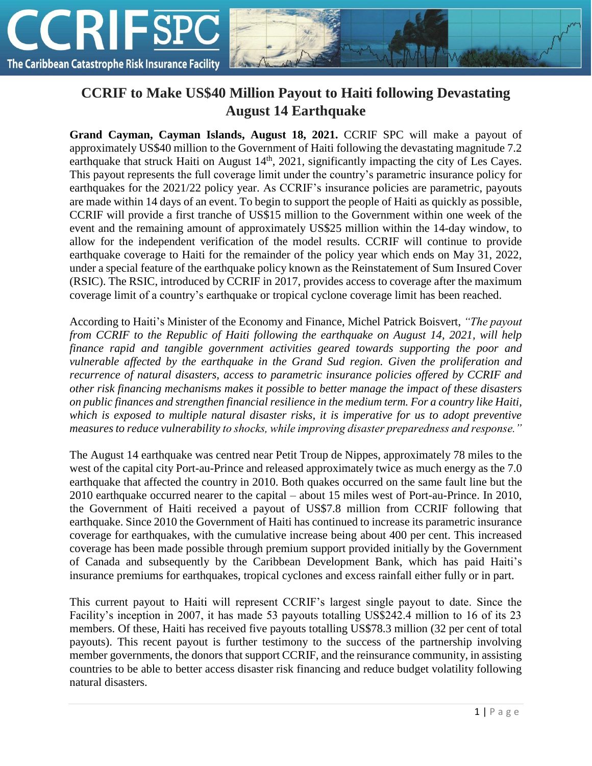# CCRIF to Make US$40 Million Payout to Haiti following Devastating August 14 Earthquake

**Grand Cayman, Cayman Islands, August 18, 2021.** CCRIF SPC will make a payout of approximately US$40 million to the Government of Haiti following the devastating magnitude 7.2 earthquake that struck Haiti on August 14th, 2021, significantly impacting the city of Les Cayes. This payout represents the full coverage limit under the country's parametric insurance policy for earthquakes for the 2021/22 policy year. As CCRIF's insurance policies are parametric, payouts are made within 14 days of an event. To begin to support the people of Haiti as quickly as possible, CCRIF will provide a first tranche of US$15 million to the Government within one week of the event and the remaining amount of approximately US$25 million within the 14-day window, to allow for the independent verification of the model results. CCRIF will continue to provide earthquake coverage to Haiti for the remainder of the policy year which ends on May 31, 2022, under a special feature of the earthquake policy known as the Reinstatement of Sum Insured Cover (RSIC). The RSIC, introduced by CCRIF in 2017, provides access to coverage after the maximum coverage limit of a country's earthquake or tropical cyclone coverage limit has been reached.

According to Haiti's Minister of the Economy and Finance, Michel Patrick Boisvert, *"The payout from CCRIF to the Republic of Haiti following the earthquake on August 14, 2021, will help finance rapid and tangible government activities geared towards supporting the poor and vulnerable affected by the earthquake in the Grand Sud region. Given the proliferation and recurrence of natural disasters, access to parametric insurance policies offered by CCRIF and other risk financing mechanisms makes it possible to better manage the impact of these disasters on public finances and strengthen financial resilience in the medium term. For a country like Haiti, which is exposed to multiple natural disaster risks, it is imperative for us to adopt preventive measures to reduce vulnerability to shocks, while improving disaster preparedness and response."*

The August 14 earthquake was centred near Petit Troup de Nippes, approximately 78 miles to the west of the capital city Port-au-Prince and released approximately twice as much energy as the 7.0 earthquake that affected the country in 2010. Both quakes occurred on the same fault line but the 2010 earthquake occurred nearer to the capital – about 15 miles west of Port-au-Prince. In 2010, the Government of Haiti received a payout of US$7.8 million from CCRIF following that earthquake. Since 2010 the Government of Haiti has continued to increase its parametric insurance coverage for earthquakes, with the cumulative increase being about 400 per cent. This increased coverage has been made possible through premium support provided initially by the Government of Canada and subsequently by the Caribbean Development Bank, which has paid Haiti's insurance premiums for earthquakes, tropical cyclones and excess rainfall either fully or in part.

This current payout to Haiti will represent CCRIF's largest single payout to date. Since the Facility's inception in 2007, it has made 53 payouts totalling US$242.4 million to 16 of its 23 members. Of these, Haiti has received five payouts totalling US$78.3 million (32 per cent of total payouts). This recent payout is further testimony to the success of the partnership involving member governments, the donors that support CCRIF, and the reinsurance community, in assisting countries to be able to better access disaster risk financing and reduce budget volatility following natural disasters.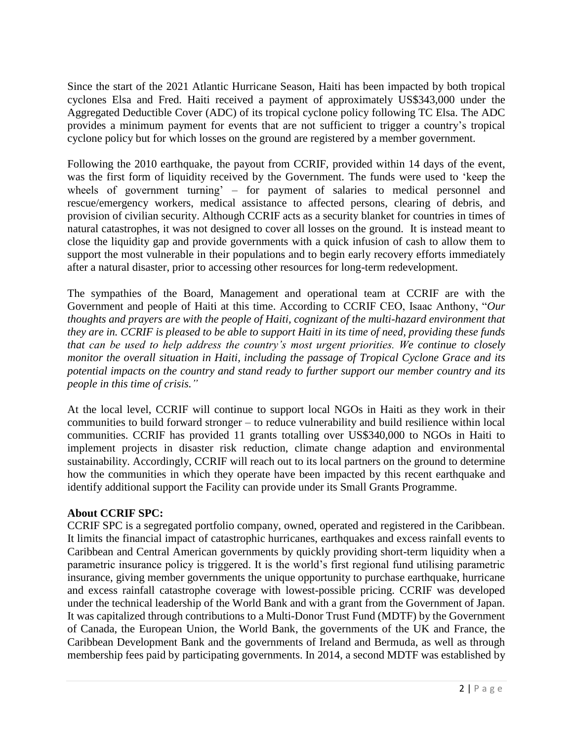Since the start of the 2021 Atlantic Hurricane Season, Haiti has been impacted by both tropical cyclones Elsa and Fred. Haiti received a payment of approximately US$343,000 under the Aggregated Deductible Cover (ADC) of its tropical cyclone policy following TC Elsa. The ADC provides a minimum payment for events that are not sufficient to trigger a country's tropical cyclone policy but for which losses on the ground are registered by a member government.

Following the 2010 earthquake, the payout from CCRIF, provided within 14 days of the event, was the first form of liquidity received by the Government. The funds were used to 'keep the wheels of government turning' – for payment of salaries to medical personnel and rescue/emergency workers, medical assistance to affected persons, clearing of debris, and provision of civilian security. Although CCRIF acts as a security blanket for countries in times of natural catastrophes, it was not designed to cover all losses on the ground. It is instead meant to close the liquidity gap and provide governments with a quick infusion of cash to allow them to support the most vulnerable in their populations and to begin early recovery efforts immediately after a natural disaster, prior to accessing other resources for long-term redevelopment.

The sympathies of the Board, Management and operational team at CCRIF are with the Government and people of Haiti at this time. According to CCRIF CEO, Isaac Anthony, "*Our thoughts and prayers are with the people of Haiti, cognizant of the multi-hazard environment that they are in. CCRIF is pleased to be able to support Haiti in its time of need, providing these funds that can be used to help address the country's most urgent priorities. We continue to closely monitor the overall situation in Haiti, including the passage of Tropical Cyclone Grace and its potential impacts on the country and stand ready to further support our member country and its people in this time of crisis.*"

At the local level, CCRIF will continue to support local NGOs in Haiti as they work in their communities to build forward stronger – to reduce vulnerability and build resilience within local communities. CCRIF has provided 11 grants totalling over US$340,000 to NGOs in Haiti to implement projects in disaster risk reduction, climate change adaption and environmental sustainability. Accordingly, CCRIF will reach out to its local partners on the ground to determine how the communities in which they operate have been impacted by this recent earthquake and identify additional support the Facility can provide under its Small Grants Programme.

**About CCRIF SPC:**

CCRIF SPC is a segregated portfolio company, owned, operated and registered in the Caribbean. It limits the financial impact of catastrophic hurricanes, earthquakes and excess rainfall events to Caribbean and Central American governments by quickly providing short-term liquidity when a parametric insurance policy is triggered. It is the world's first regional fund utilising parametric insurance, giving member governments the unique opportunity to purchase earthquake, hurricane and excess rainfall catastrophe coverage with lowest-possible pricing. CCRIF was developed under the technical leadership of the World Bank and with a grant from the Government of Japan. It was capitalized through contributions to a Multi-Donor Trust Fund (MDTF) by the Government of Canada, the European Union, the World Bank, the governments of the UK and France, the Caribbean Development Bank and the governments of Ireland and Bermuda, as well as through membership fees paid by participating governments. In 2014, a second MDTF was established by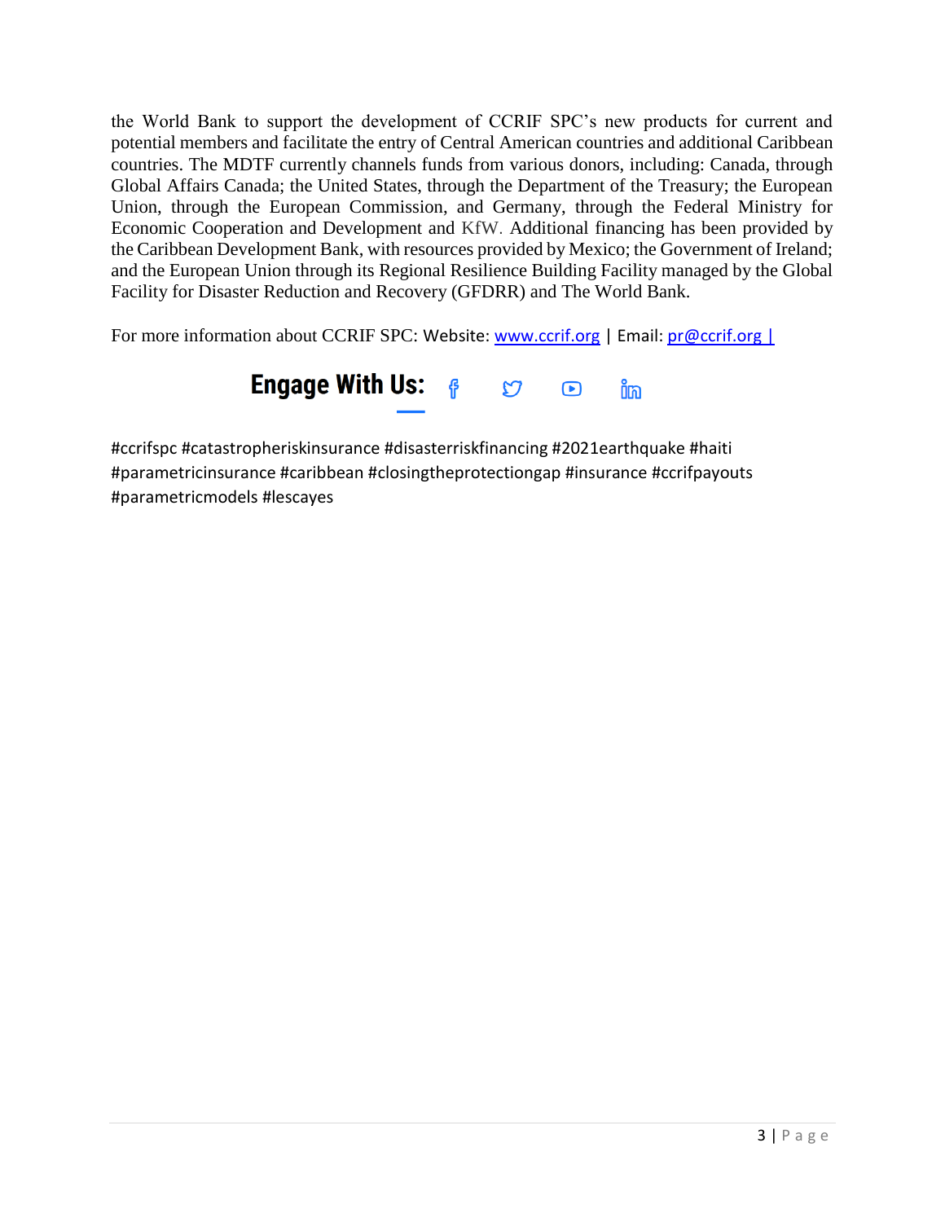the World Bank to support the development of CCRIF SPC's new products for current and potential members and facilitate the entry of Central American countries and additional Caribbean countries. The MDTF currently channels funds from various donors, including: Canada, through Global Affairs Canada; the United States, through the Department of the Treasury; the European Union, through the European Commission, and Germany, through the Federal Ministry for Economic Cooperation and Development and KfW. Additional financing has been provided by the Caribbean Development Bank, with resources provided by Mexico; the Government of Ireland; and the European Union through its Regional Resilience Building Facility managed by the Global Facility for Disaster Reduction and Recovery (GFDRR) and The World Bank.

For more information about CCRIF SPC: Website: [www.ccrif.org](http://www.ccrif.org) | Email: [pr@ccrif.org](mailto:pr@ccrif.org) |

**Engage With Us:**

#ccrifspc #catastropheriskinsurance #disasterriskfinancing #2021earthquake #haiti #parametricinsurance #caribbean #closingtheprotectiongap #insurance #ccrifpayouts #parametricmodels #lescayes